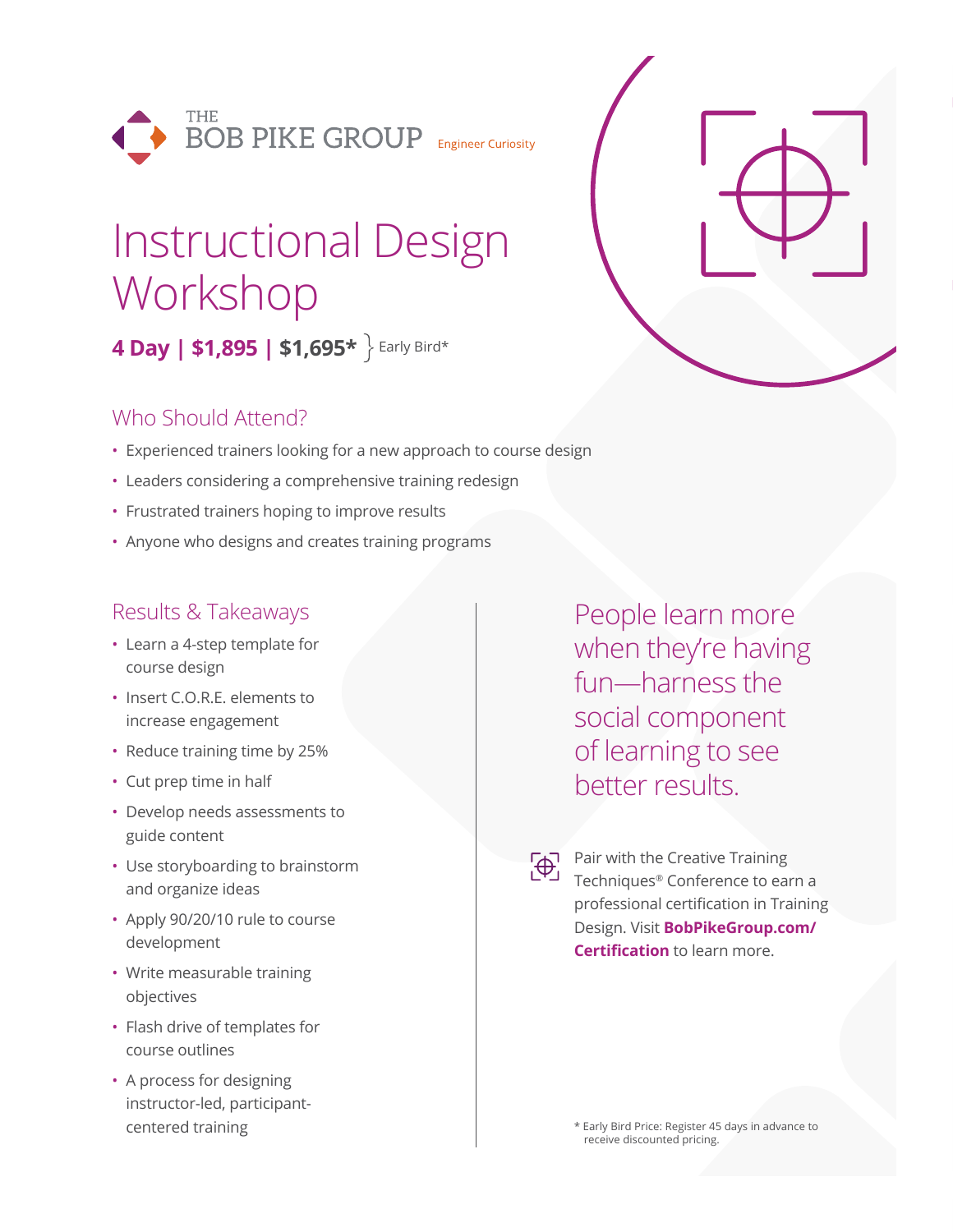THE BOB PIKE GROUP
Engineer Curiosity

# Instructional Design Workshop

**4 Day | $1,895 | $1,695*** } Early Bird*

## Who Should Attend?

- Experienced trainers looking for a new approach to course design
- Leaders considering a comprehensive training redesign
- Frustrated trainers hoping to improve results
- Anyone who designs and creates training programs

## Results & Takeaways

- Learn a 4-step template for course design
- Insert C.O.R.E. elements to increase engagement
- Reduce training time by 25%
- Cut prep time in half
- Develop needs assessments to guide content
- Use storyboarding to brainstorm and organize ideas
- Apply 90/20/10 rule to course development
- Write measurable training objectives
- Flash drive of templates for course outlines
- A process for designing instructor-led, participant-centered training

People learn more when they're having fun—harness the social component of learning to see better results.

Pair with the Creative Training Techniques® Conference to earn a professional certification in Training Design. Visit **BobPikeGroup.com/Certification** to learn more.

* Early Bird Price: Register 45 days in advance to receive discounted pricing.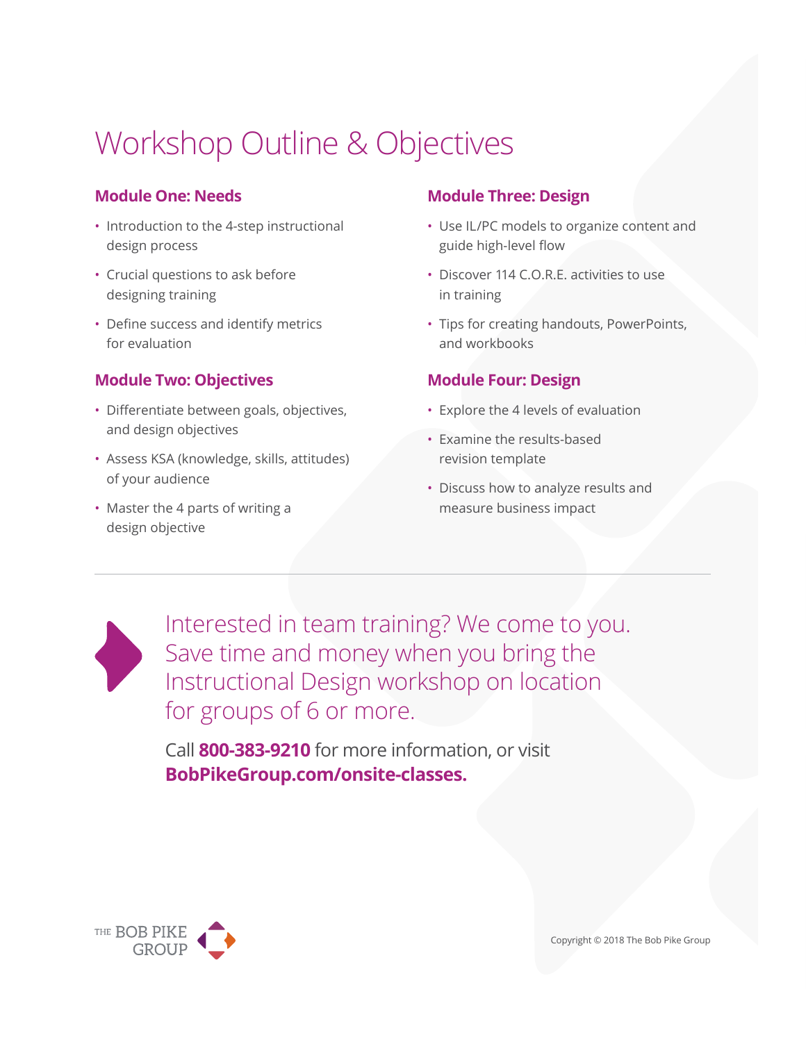# Workshop Outline & Objectives

### Module One: Needs

- Introduction to the 4-step instructional design process
- Crucial questions to ask before designing training
- Define success and identify metrics for evaluation

### Module Two: Objectives

- Differentiate between goals, objectives, and design objectives
- Assess KSA (knowledge, skills, attitudes) of your audience
- Master the 4 parts of writing a design objective

### Module Three: Design

- Use IL/PC models to organize content and guide high-level flow
- Discover 114 C.O.R.E. activities to use in training
- Tips for creating handouts, PowerPoints, and workbooks

### Module Four: Design

- Explore the 4 levels of evaluation
- Examine the results-based revision template
- Discuss how to analyze results and measure business impact

---

Interested in team training? We come to you. Save time and money when you bring the Instructional Design workshop on location for groups of 6 or more.

Call **800-383-9210** for more information, or visit **BobPikeGroup.com/onsite-classes.**

THE BOB PIKE GROUP

Copyright © 2018 The Bob Pike Group